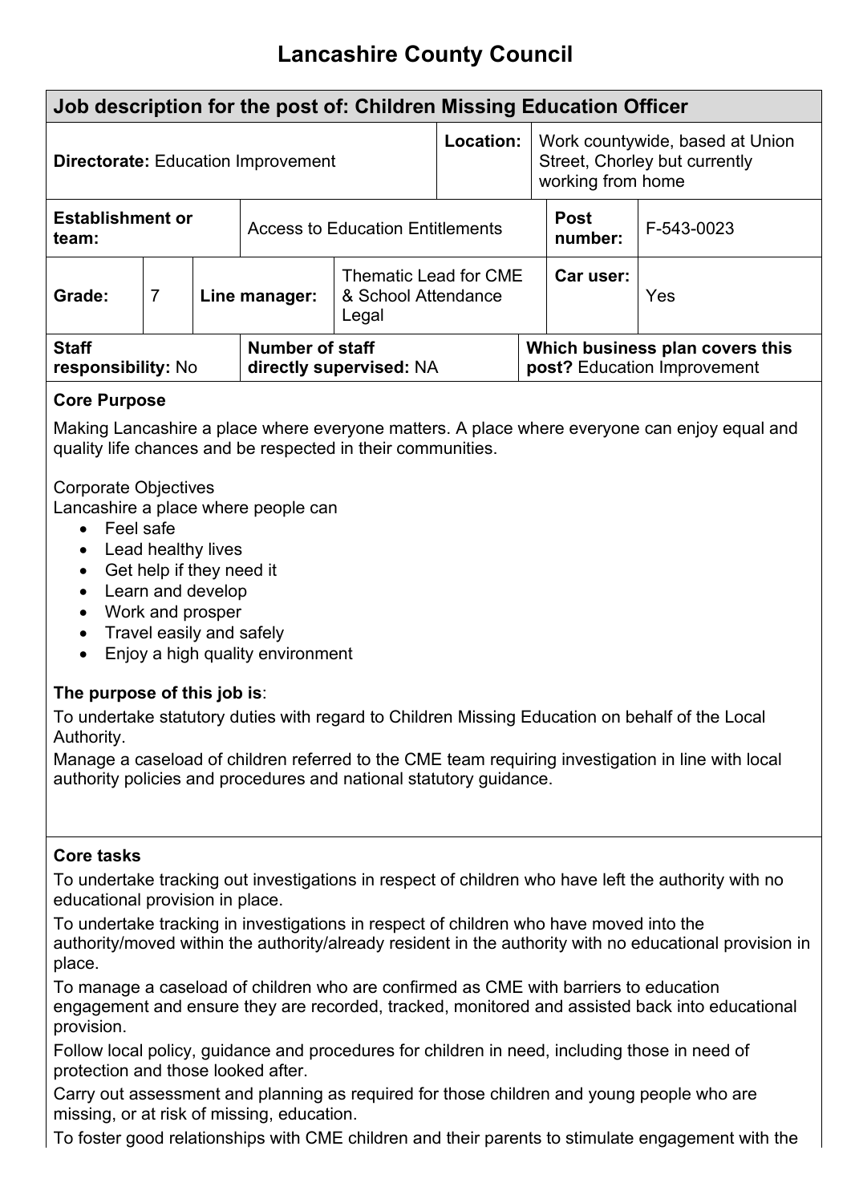# Lancashire County Council

| Job description for the post of: Children Missing Education Officer | | | |
|---|---|---|---|
| **Directorate:** Education Improvement | | **Location:** | Work countywide, based at Union Street, Chorley but currently working from home |
| **Establishment or team:** | Access to Education Entitlements | **Post number:** | F-543-0023 |
| **Grade:** 7 | **Line manager:** Thematic Lead for CME & School Attendance Legal | **Car user:** | Yes |
| **Staff responsibility:** No | **Number of staff directly supervised:** NA | **Which business plan covers this post?** Education Improvement | |

**Core Purpose**

Making Lancashire a place where everyone matters. A place where everyone can enjoy equal and quality life chances and be respected in their communities.

Corporate Objectives
Lancashire a place where people can

- Feel safe
- Lead healthy lives
- Get help if they need it
- Learn and develop
- Work and prosper
- Travel easily and safely
- Enjoy a high quality environment

**The purpose of this job is**:

To undertake statutory duties with regard to Children Missing Education on behalf of the Local Authority.
Manage a caseload of children referred to the CME team requiring investigation in line with local authority policies and procedures and national statutory guidance.

**Core tasks**

To undertake tracking out investigations in respect of children who have left the authority with no educational provision in place.

To undertake tracking in investigations in respect of children who have moved into the authority/moved within the authority/already resident in the authority with no educational provision in place.

To manage a caseload of children who are confirmed as CME with barriers to education engagement and ensure they are recorded, tracked, monitored and assisted back into educational provision.

Follow local policy, guidance and procedures for children in need, including those in need of protection and those looked after.

Carry out assessment and planning as required for those children and young people who are missing, or at risk of missing, education.

To foster good relationships with CME children and their parents to stimulate engagement with the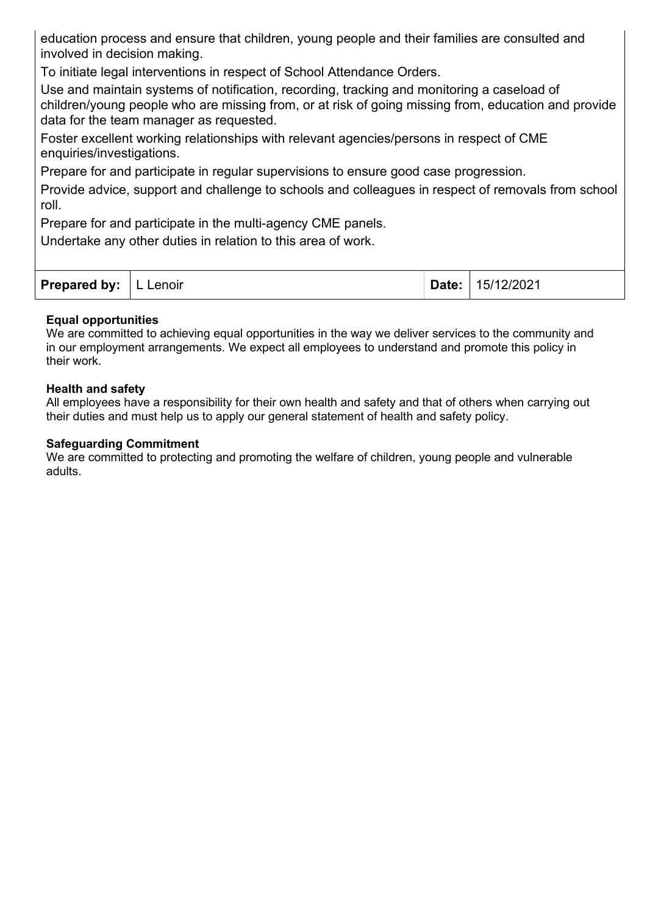education process and ensure that children, young people and their families are consulted and involved in decision making.

To initiate legal interventions in respect of School Attendance Orders.

Use and maintain systems of notification, recording, tracking and monitoring a caseload of children/young people who are missing from, or at risk of going missing from, education and provide data for the team manager as requested.

Foster excellent working relationships with relevant agencies/persons in respect of CME enquiries/investigations.

Prepare for and participate in regular supervisions to ensure good case progression.

Provide advice, support and challenge to schools and colleagues in respect of removals from school roll.

Prepare for and participate in the multi-agency CME panels.

Undertake any other duties in relation to this area of work.

| **Prepared by:** | L Lenoir | **Date:** | 15/12/2021 |
|---|---|---|---|

**Equal opportunities**
We are committed to achieving equal opportunities in the way we deliver services to the community and in our employment arrangements. We expect all employees to understand and promote this policy in their work.

**Health and safety**
All employees have a responsibility for their own health and safety and that of others when carrying out their duties and must help us to apply our general statement of health and safety policy.

**Safeguarding Commitment**
We are committed to protecting and promoting the welfare of children, young people and vulnerable adults.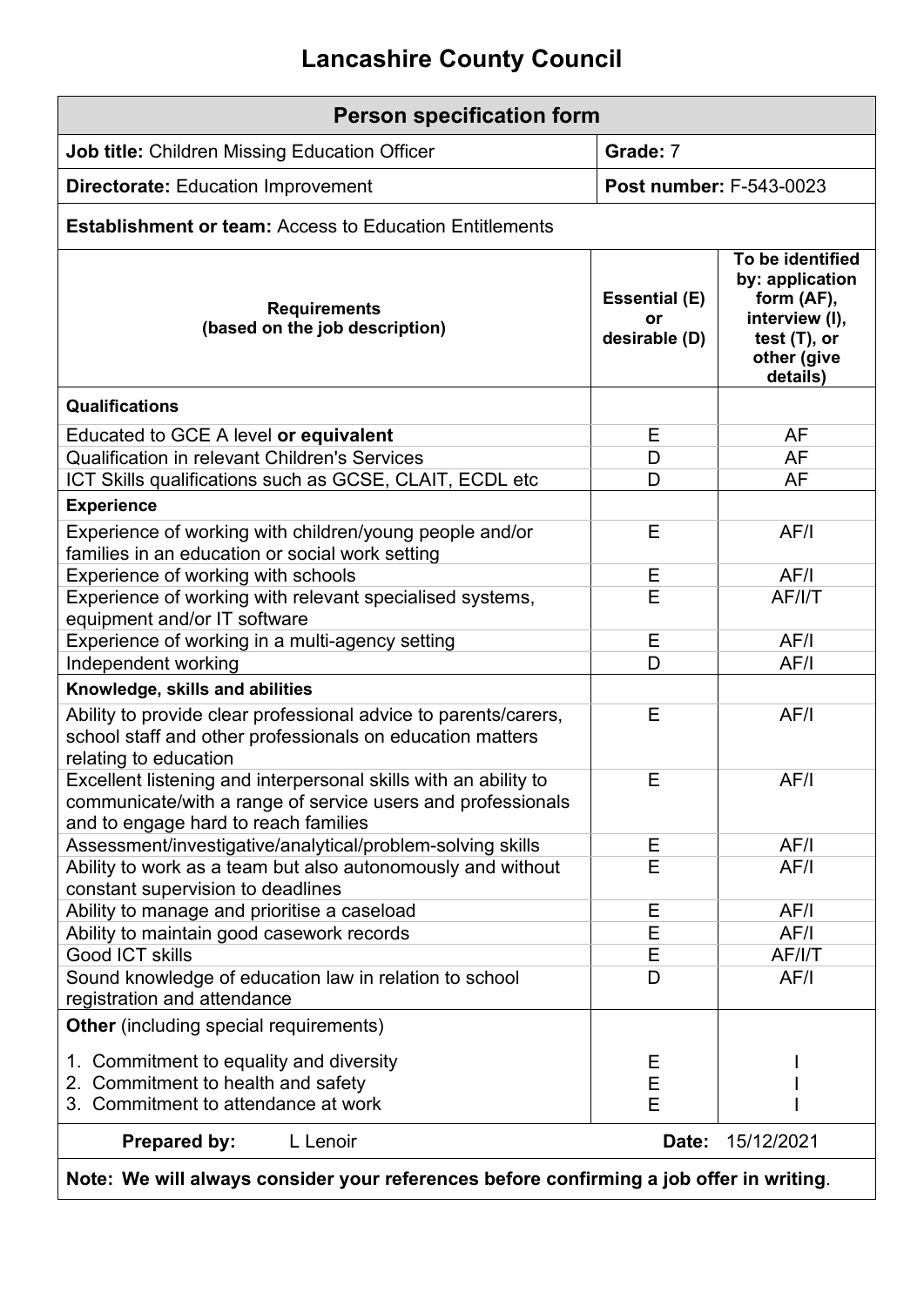# Lancashire County Council

## Person specification form

| **Job title:** Children Missing Education Officer | **Grade:** 7 | |
|---|---|---|
| **Directorate:** Education Improvement | **Post number:** F-543-0023 | |
| **Establishment or team:** Access to Education Entitlements | | |

| **Requirements (based on the job description)** | **Essential (E) or desirable (D)** | **To be identified by: application form (AF), interview (I), test (T), or other (give details)** |
|---|---|---|
| **Qualifications** | | |
| Educated to GCE A level **or equivalent** | E | AF |
| Qualification in relevant Children's Services | D | AF |
| ICT Skills qualifications such as GCSE, CLAIT, ECDL etc | D | AF |
| **Experience** | | |
| Experience of working with children/young people and/or families in an education or social work setting | E | AF/I |
| Experience of working with schools | E | AF/I |
| Experience of working with relevant specialised systems, equipment and/or IT software | E | AF/I/T |
| Experience of working in a multi-agency setting | E | AF/I |
| Independent working | D | AF/I |
| **Knowledge, skills and abilities** | | |
| Ability to provide clear professional advice to parents/carers, school staff and other professionals on education matters relating to education | E | AF/I |
| Excellent listening and interpersonal skills with an ability to communicate/with a range of service users and professionals and to engage hard to reach families | E | AF/I |
| Assessment/investigative/analytical/problem-solving skills | E | AF/I |
| Ability to work as a team but also autonomously and without constant supervision to deadlines | E | AF/I |
| Ability to manage and prioritise a caseload | E | AF/I |
| Ability to maintain good casework records | E | AF/I |
| Good ICT skills | E | AF/I/T |
| Sound knowledge of education law in relation to school registration and attendance | D | AF/I |
| **Other** (including special requirements) | | |
| 1. Commitment to equality and diversity | E | I |
| 2. Commitment to health and safety | E | I |
| 3. Commitment to attendance at work | E | I |

**Prepared by:** L Lenoir **Date:** 15/12/2021

**Note: We will always consider your references before confirming a job offer in writing**.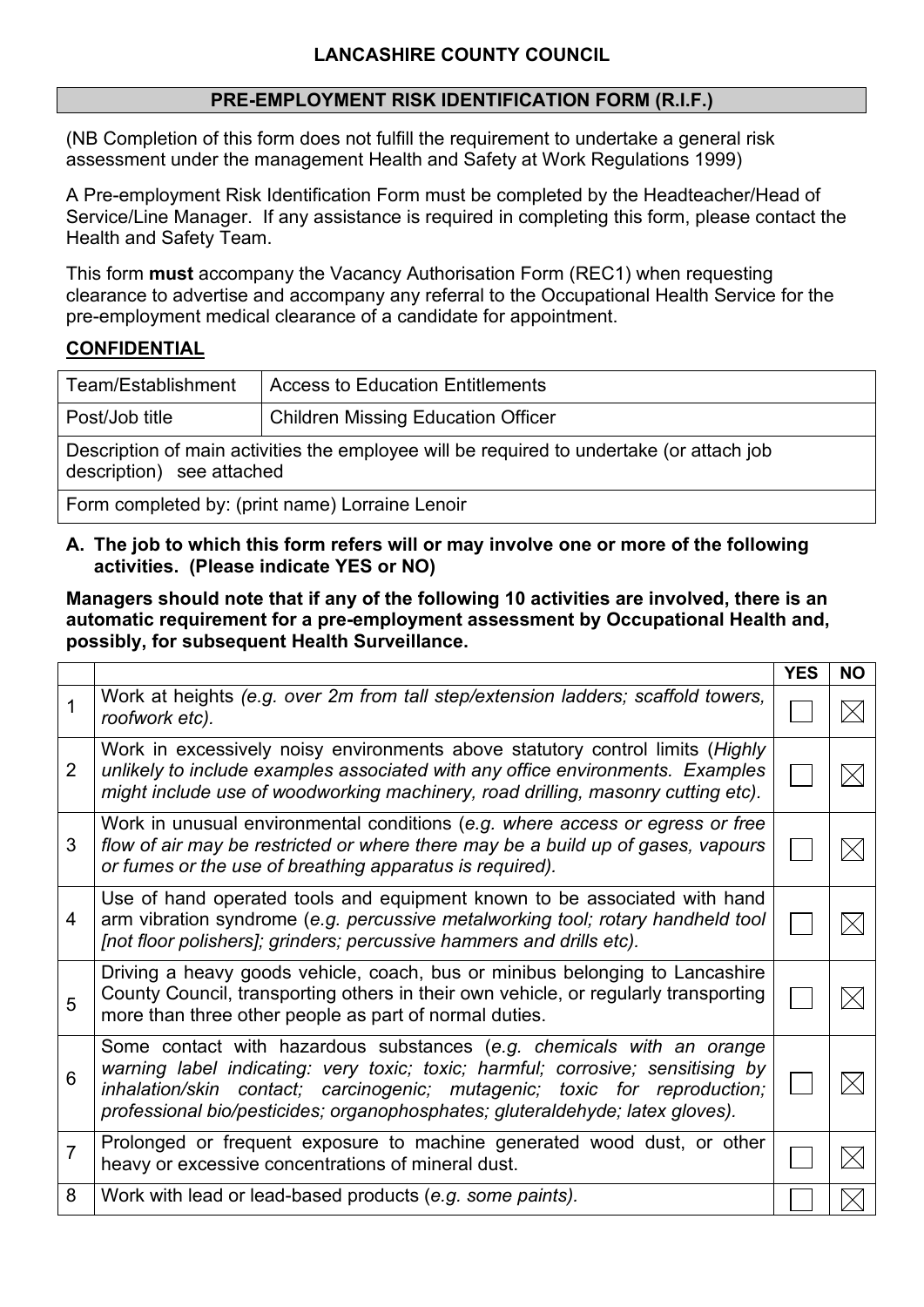**LANCASHIRE COUNTY COUNCIL**

**PRE-EMPLOYMENT RISK IDENTIFICATION FORM (R.I.F.)**

(NB Completion of this form does not fulfill the requirement to undertake a general risk assessment under the management Health and Safety at Work Regulations 1999)

A Pre-employment Risk Identification Form must be completed by the Headteacher/Head of Service/Line Manager. If any assistance is required in completing this form, please contact the Health and Safety Team.

This form **must** accompany the Vacancy Authorisation Form (REC1) when requesting clearance to advertise and accompany any referral to the Occupational Health Service for the pre-employment medical clearance of a candidate for appointment.

**CONFIDENTIAL**

| Team/Establishment | Access to Education Entitlements |
|---|---|
| Post/Job title | Children Missing Education Officer |
| Description of main activities the employee will be required to undertake (or attach job description) see attached | |
| Form completed by: (print name) Lorraine Lenoir | |

**A. The job to which this form refers will or may involve one or more of the following activities. (Please indicate YES or NO)**

**Managers should note that if any of the following 10 activities are involved, there is an automatic requirement for a pre-employment assessment by Occupational Health and, possibly, for subsequent Health Surveillance.**

| | | YES | NO |
|---|---|---|---|
| 1 | Work at heights *(e.g. over 2m from tall step/extension ladders; scaffold towers, roofwork etc).* | ☐ | ☒ |
| 2 | Work in excessively noisy environments above statutory control limits (*Highly unlikely to include examples associated with any office environments. Examples might include use of woodworking machinery, road drilling, masonry cutting etc).* | ☐ | ☒ |
| 3 | Work in unusual environmental conditions (*e.g. where access or egress or free flow of air may be restricted or where there may be a build up of gases, vapours or fumes or the use of breathing apparatus is required).* | ☐ | ☒ |
| 4 | Use of hand operated tools and equipment known to be associated with hand arm vibration syndrome (*e.g. percussive metalworking tool; rotary handheld tool [not floor polishers]; grinders; percussive hammers and drills etc).* | ☐ | ☒ |
| 5 | Driving a heavy goods vehicle, coach, bus or minibus belonging to Lancashire County Council, transporting others in their own vehicle, or regularly transporting more than three other people as part of normal duties. | ☐ | ☒ |
| 6 | Some contact with hazardous substances (*e.g. chemicals with an orange warning label indicating: very toxic; toxic; harmful; corrosive; sensitising by inhalation/skin contact; carcinogenic; mutagenic; toxic for reproduction; professional bio/pesticides; organophosphates; gluteraldehyde; latex gloves).* | ☐ | ☒ |
| 7 | Prolonged or frequent exposure to machine generated wood dust, or other heavy or excessive concentrations of mineral dust. | ☐ | ☒ |
| 8 | Work with lead or lead-based products (*e.g. some paints).* | ☐ | ☒ |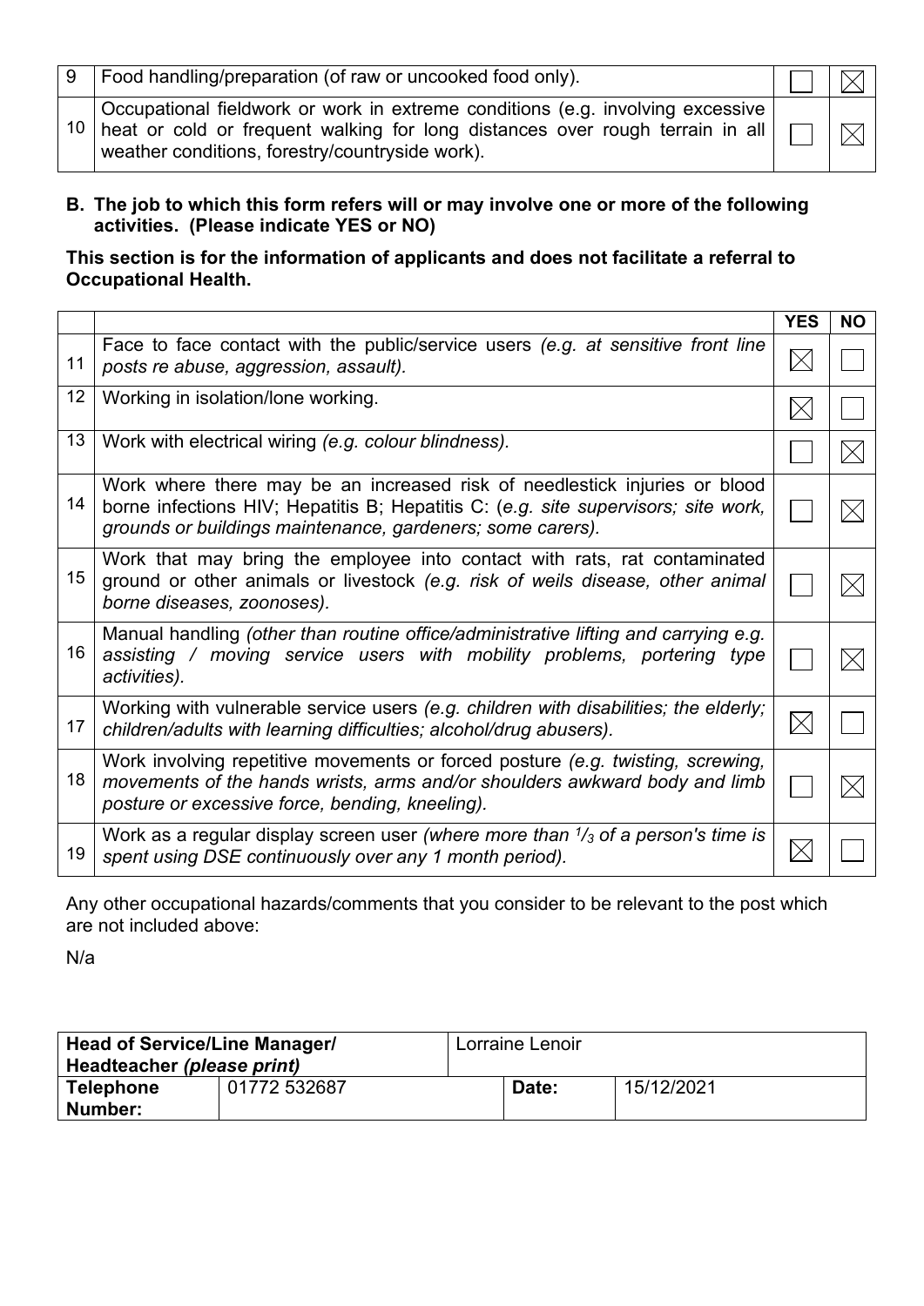| | | | |
|---|---|---|---|
| 9 | Food handling/preparation (of raw or uncooked food only). | ☐ | ☒ |
| 10 | Occupational fieldwork or work in extreme conditions (e.g. involving excessive heat or cold or frequent walking for long distances over rough terrain in all weather conditions, forestry/countryside work). | ☐ | ☒ |

**B. The job to which this form refers will or may involve one or more of the following activities. (Please indicate YES or NO)**

**This section is for the information of applicants and does not facilitate a referral to Occupational Health.**

| | | YES | NO |
|---|---|---|---|
| 11 | Face to face contact with the public/service users *(e.g. at sensitive front line posts re abuse, aggression, assault).* | ☒ | ☐ |
| 12 | Working in isolation/lone working. | ☒ | ☐ |
| 13 | Work with electrical wiring *(e.g. colour blindness).* | ☐ | ☒ |
| 14 | Work where there may be an increased risk of needlestick injuries or blood borne infections HIV; Hepatitis B; Hepatitis C: (*e.g. site supervisors; site work, grounds or buildings maintenance, gardeners; some carers).* | ☐ | ☒ |
| 15 | Work that may bring the employee into contact with rats, rat contaminated ground or other animals or livestock *(e.g. risk of weils disease, other animal borne diseases, zoonoses).* | ☐ | ☒ |
| 16 | Manual handling *(other than routine office/administrative lifting and carrying e.g. assisting / moving service users with mobility problems, portering type activities).* | ☐ | ☒ |
| 17 | Working with vulnerable service users *(e.g. children with disabilities; the elderly; children/adults with learning difficulties; alcohol/drug abusers).* | ☒ | ☐ |
| 18 | Work involving repetitive movements or forced posture *(e.g. twisting, screwing, movements of the hands wrists, arms and/or shoulders awkward body and limb posture or excessive force, bending, kneeling).* | ☐ | ☒ |
| 19 | Work as a regular display screen user *(where more than $^1/_3$ of a person's time is spent using DSE continuously over any 1 month period).* | ☒ | ☐ |

Any other occupational hazards/comments that you consider to be relevant to the post which are not included above:

N/a

| | | | |
|---|---|---|---|
| **Head of Service/Line Manager/ Headteacher *(please print)*** | Lorraine Lenoir | | |
| **Telephone Number:** | 01772 532687 | **Date:** | 15/12/2021 |